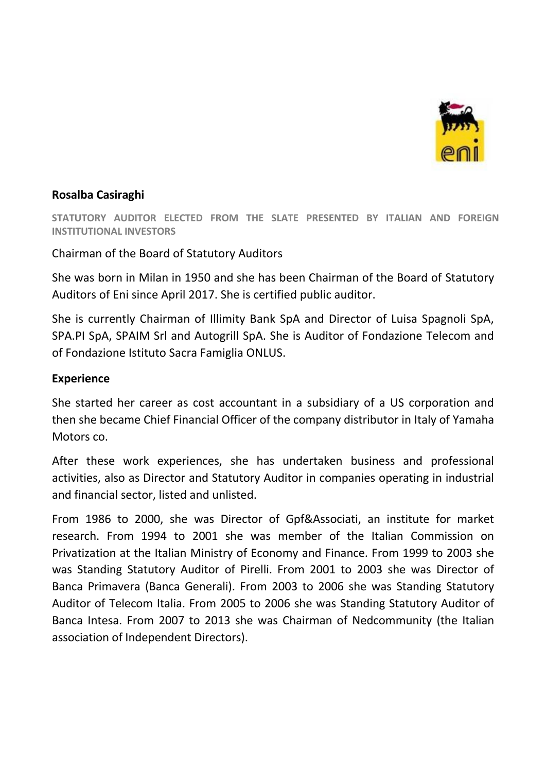**Rosalba Casiraghi**

**STATUTORY AUDITOR ELECTED FROM THE SLATE PRESENTED BY ITALIAN AND FOREIGN INSTITUTIONAL INVESTORS**

Chairman of the Board of Statutory Auditors

She was born in Milan in 1950 and she has been Chairman of the Board of Statutory Auditors of Eni since April 2017. She is certified public auditor.

She is currently Chairman of Illimity Bank SpA and Director of Luisa Spagnoli SpA, SPA.PI SpA, SPAIM Srl and Autogrill SpA. She is Auditor of Fondazione Telecom and of Fondazione Istituto Sacra Famiglia ONLUS.

**Experience**

She started her career as cost accountant in a subsidiary of a US corporation and then she became Chief Financial Officer of the company distributor in Italy of Yamaha Motors co.

After these work experiences, she has undertaken business and professional activities, also as Director and Statutory Auditor in companies operating in industrial and financial sector, listed and unlisted.

From 1986 to 2000, she was Director of Gpf&Associati, an institute for market research. From 1994 to 2001 she was member of the Italian Commission on Privatization at the Italian Ministry of Economy and Finance. From 1999 to 2003 she was Standing Statutory Auditor of Pirelli. From 2001 to 2003 she was Director of Banca Primavera (Banca Generali). From 2003 to 2006 she was Standing Statutory Auditor of Telecom Italia. From 2005 to 2006 she was Standing Statutory Auditor of Banca Intesa. From 2007 to 2013 she was Chairman of Nedcommunity (the Italian association of Independent Directors).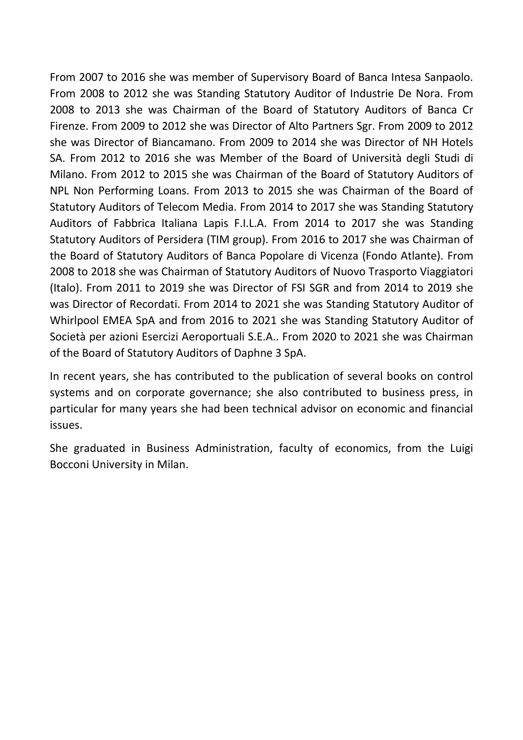From 2007 to 2016 she was member of Supervisory Board of Banca Intesa Sanpaolo. From 2008 to 2012 she was Standing Statutory Auditor of Industrie De Nora. From 2008 to 2013 she was Chairman of the Board of Statutory Auditors of Banca Cr Firenze. From 2009 to 2012 she was Director of Alto Partners Sgr. From 2009 to 2012 she was Director of Biancamano. From 2009 to 2014 she was Director of NH Hotels SA. From 2012 to 2016 she was Member of the Board of Università degli Studi di Milano. From 2012 to 2015 she was Chairman of the Board of Statutory Auditors of NPL Non Performing Loans. From 2013 to 2015 she was Chairman of the Board of Statutory Auditors of Telecom Media. From 2014 to 2017 she was Standing Statutory Auditors of Fabbrica Italiana Lapis F.I.L.A. From 2014 to 2017 she was Standing Statutory Auditors of Persidera (TIM group). From 2016 to 2017 she was Chairman of the Board of Statutory Auditors of Banca Popolare di Vicenza (Fondo Atlante). From 2008 to 2018 she was Chairman of Statutory Auditors of Nuovo Trasporto Viaggiatori (Italo). From 2011 to 2019 she was Director of FSI SGR and from 2014 to 2019 she was Director of Recordati. From 2014 to 2021 she was Standing Statutory Auditor of Whirlpool EMEA SpA and from 2016 to 2021 she was Standing Statutory Auditor of Società per azioni Esercizi Aeroportuali S.E.A.. From 2020 to 2021 she was Chairman of the Board of Statutory Auditors of Daphne 3 SpA.

In recent years, she has contributed to the publication of several books on control systems and on corporate governance; she also contributed to business press, in particular for many years she had been technical advisor on economic and financial issues.

She graduated in Business Administration, faculty of economics, from the Luigi Bocconi University in Milan.